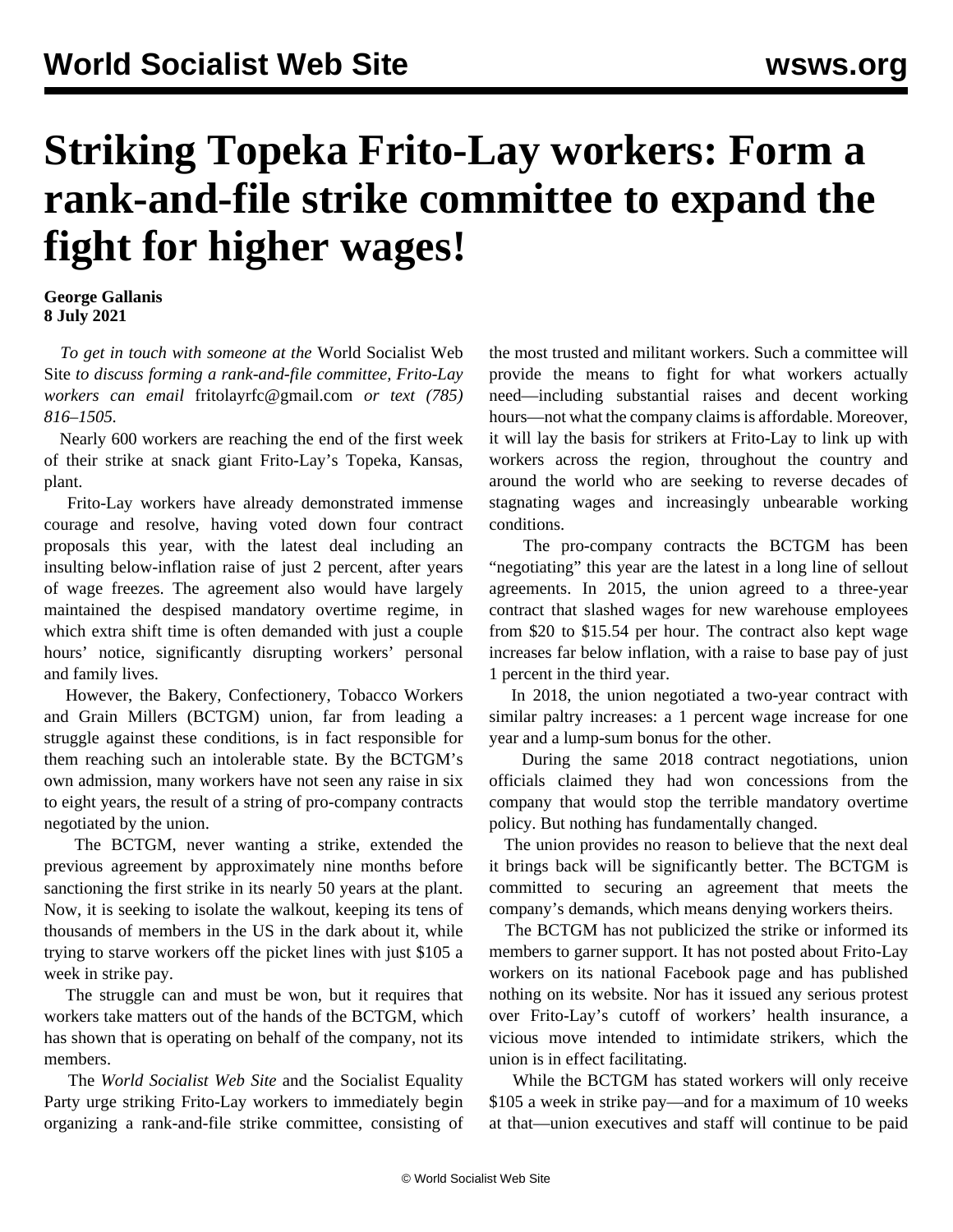# Striking Topeka Frito-Lay workers: Form a rank-and-file strike committee to expand the fight for higher wages!

**George Gallanis**
**8 July 2021**

*To get in touch with someone at the* World Socialist Web Site *to discuss forming a rank-and-file committee, Frito-Lay workers can email* fritolayrfc@gmail.com *or text (785) 816–1505.*

Nearly 600 workers are reaching the end of the first week of their strike at snack giant Frito-Lay's Topeka, Kansas, plant.

Frito-Lay workers have already demonstrated immense courage and resolve, having voted down four contract proposals this year, with the latest deal including an insulting below-inflation raise of just 2 percent, after years of wage freezes. The agreement also would have largely maintained the despised mandatory overtime regime, in which extra shift time is often demanded with just a couple hours' notice, significantly disrupting workers' personal and family lives.

However, the Bakery, Confectionery, Tobacco Workers and Grain Millers (BCTGM) union, far from leading a struggle against these conditions, is in fact responsible for them reaching such an intolerable state. By the BCTGM's own admission, many workers have not seen any raise in six to eight years, the result of a string of pro-company contracts negotiated by the union.

The BCTGM, never wanting a strike, extended the previous agreement by approximately nine months before sanctioning the first strike in its nearly 50 years at the plant. Now, it is seeking to isolate the walkout, keeping its tens of thousands of members in the US in the dark about it, while trying to starve workers off the picket lines with just $105 a week in strike pay.

The struggle can and must be won, but it requires that workers take matters out of the hands of the BCTGM, which has shown that is operating on behalf of the company, not its members.

The *World Socialist Web Site* and the Socialist Equality Party urge striking Frito-Lay workers to immediately begin organizing a rank-and-file strike committee, consisting of the most trusted and militant workers. Such a committee will provide the means to fight for what workers actually need—including substantial raises and decent working hours—not what the company claims is affordable. Moreover, it will lay the basis for strikers at Frito-Lay to link up with workers across the region, throughout the country and around the world who are seeking to reverse decades of stagnating wages and increasingly unbearable working conditions.

The pro-company contracts the BCTGM has been "negotiating" this year are the latest in a long line of sellout agreements. In 2015, the union agreed to a three-year contract that slashed wages for new warehouse employees from $20 to $15.54 per hour. The contract also kept wage increases far below inflation, with a raise to base pay of just 1 percent in the third year.

In 2018, the union negotiated a two-year contract with similar paltry increases: a 1 percent wage increase for one year and a lump-sum bonus for the other.

During the same 2018 contract negotiations, union officials claimed they had won concessions from the company that would stop the terrible mandatory overtime policy. But nothing has fundamentally changed.

The union provides no reason to believe that the next deal it brings back will be significantly better. The BCTGM is committed to securing an agreement that meets the company's demands, which means denying workers theirs.

The BCTGM has not publicized the strike or informed its members to garner support. It has not posted about Frito-Lay workers on its national Facebook page and has published nothing on its website. Nor has it issued any serious protest over Frito-Lay's cutoff of workers' health insurance, a vicious move intended to intimidate strikers, which the union is in effect facilitating.

While the BCTGM has stated workers will only receive $105 a week in strike pay—and for a maximum of 10 weeks at that—union executives and staff will continue to be paid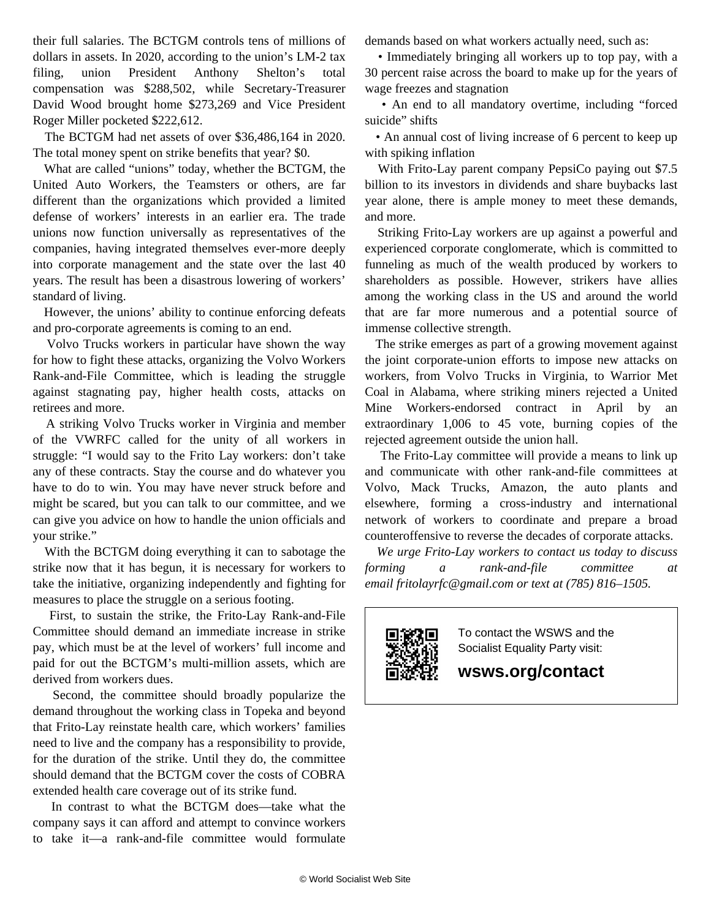their full salaries. The BCTGM controls tens of millions of dollars in assets. In 2020, according to the union's LM-2 tax filing, union President Anthony Shelton's total compensation was $288,502, while Secretary-Treasurer David Wood brought home $273,269 and Vice President Roger Miller pocketed $222,612.

The BCTGM had net assets of over $36,486,164 in 2020. The total money spent on strike benefits that year? $0.

What are called "unions" today, whether the BCTGM, the United Auto Workers, the Teamsters or others, are far different than the organizations which provided a limited defense of workers' interests in an earlier era. The trade unions now function universally as representatives of the companies, having integrated themselves ever-more deeply into corporate management and the state over the last 40 years. The result has been a disastrous lowering of workers' standard of living.

However, the unions' ability to continue enforcing defeats and pro-corporate agreements is coming to an end.

Volvo Trucks workers in particular have shown the way for how to fight these attacks, organizing the Volvo Workers Rank-and-File Committee, which is leading the struggle against stagnating pay, higher health costs, attacks on retirees and more.

A striking Volvo Trucks worker in Virginia and member of the VWRFC called for the unity of all workers in struggle: "I would say to the Frito Lay workers: don't take any of these contracts. Stay the course and do whatever you have to do to win. You may have never struck before and might be scared, but you can talk to our committee, and we can give you advice on how to handle the union officials and your strike."

With the BCTGM doing everything it can to sabotage the strike now that it has begun, it is necessary for workers to take the initiative, organizing independently and fighting for measures to place the struggle on a serious footing.

First, to sustain the strike, the Frito-Lay Rank-and-File Committee should demand an immediate increase in strike pay, which must be at the level of workers' full income and paid for out the BCTGM's multi-million assets, which are derived from workers dues.

Second, the committee should broadly popularize the demand throughout the working class in Topeka and beyond that Frito-Lay reinstate health care, which workers' families need to live and the company has a responsibility to provide, for the duration of the strike. Until they do, the committee should demand that the BCTGM cover the costs of COBRA extended health care coverage out of its strike fund.

In contrast to what the BCTGM does—take what the company says it can afford and attempt to convince workers to take it—a rank-and-file committee would formulate demands based on what workers actually need, such as:

- Immediately bringing all workers up to top pay, with a 30 percent raise across the board to make up for the years of wage freezes and stagnation
- An end to all mandatory overtime, including "forced suicide" shifts
- An annual cost of living increase of 6 percent to keep up with spiking inflation

With Frito-Lay parent company PepsiCo paying out $7.5 billion to its investors in dividends and share buybacks last year alone, there is ample money to meet these demands, and more.

Striking Frito-Lay workers are up against a powerful and experienced corporate conglomerate, which is committed to funneling as much of the wealth produced by workers to shareholders as possible. However, strikers have allies among the working class in the US and around the world that are far more numerous and a potential source of immense collective strength.

The strike emerges as part of a growing movement against the joint corporate-union efforts to impose new attacks on workers, from Volvo Trucks in Virginia, to Warrior Met Coal in Alabama, where striking miners rejected a United Mine Workers-endorsed contract in April by an extraordinary 1,006 to 45 vote, burning copies of the rejected agreement outside the union hall.

The Frito-Lay committee will provide a means to link up and communicate with other rank-and-file committees at Volvo, Mack Trucks, Amazon, the auto plants and elsewhere, forming a cross-industry and international network of workers to coordinate and prepare a broad counteroffensive to reverse the decades of corporate attacks.

*We urge Frito-Lay workers to contact us today to discuss forming a rank-and-file committee at email fritolayrfc@gmail.com or text at (785) 816–1505.*

To contact the WSWS and the Socialist Equality Party visit:

**wsws.org/contact**